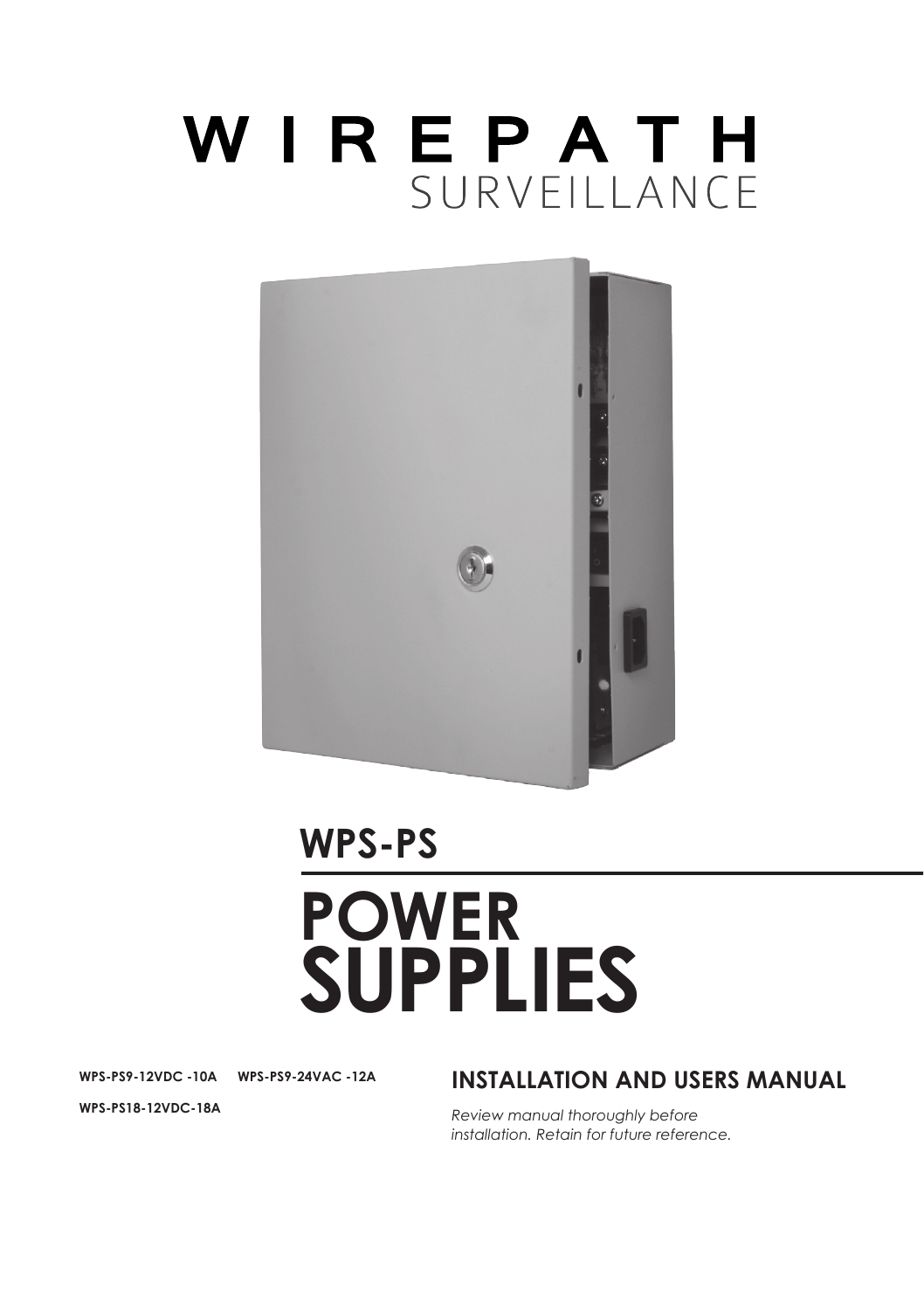# WIREPATH

SURVEILLANCE

## WPS-PS

# POWER SUPPLIES

**WPS-PS9-12VDC -10A** **WPS-PS9-24VAC -12A**

**WPS-PS18-12VDC-18A**

## INSTALLATION AND USERS MANUAL

*Review manual thoroughly before installation. Retain for future reference.*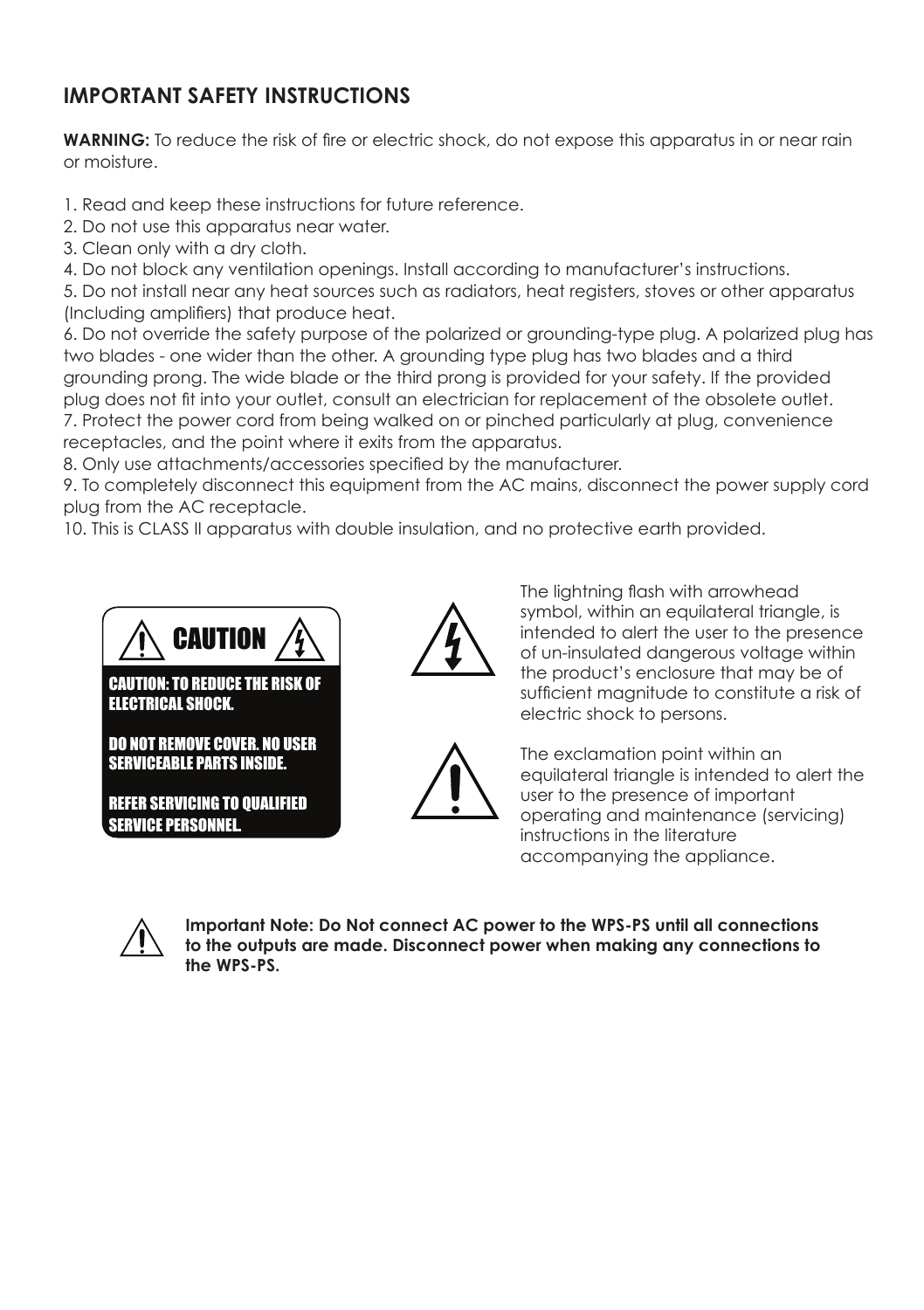## IMPORTANT SAFETY INSTRUCTIONS

**WARNING:** To reduce the risk of fire or electric shock, do not expose this apparatus in or near rain or moisture.

1. Read and keep these instructions for future reference.
2. Do not use this apparatus near water.
3. Clean only with a dry cloth.
4. Do not block any ventilation openings. Install according to manufacturer's instructions.
5. Do not install near any heat sources such as radiators, heat registers, stoves or other apparatus (Including amplifiers) that produce heat.
6. Do not override the safety purpose of the polarized or grounding-type plug. A polarized plug has two blades - one wider than the other. A grounding type plug has two blades and a third grounding prong. The wide blade or the third prong is provided for your safety. If the provided plug does not fit into your outlet, consult an electrician for replacement of the obsolete outlet.
7. Protect the power cord from being walked on or pinched particularly at plug, convenience receptacles, and the point where it exits from the apparatus.
8. Only use attachments/accessories specified by the manufacturer.
9. To completely disconnect this equipment from the AC mains, disconnect the power supply cord plug from the AC receptacle.
10. This is CLASS II apparatus with double insulation, and no protective earth provided.

**CAUTION**

**CAUTION: TO REDUCE THE RISK OF ELECTRICAL SHOCK.**

**DO NOT REMOVE COVER. NO USER SERVICEABLE PARTS INSIDE.**

**REFER SERVICING TO QUALIFIED SERVICE PERSONNEL.**

The lightning flash with arrowhead symbol, within an equilateral triangle, is intended to alert the user to the presence of un-insulated dangerous voltage within the product's enclosure that may be of sufficient magnitude to constitute a risk of electric shock to persons.

The exclamation point within an equilateral triangle is intended to alert the user to the presence of important operating and maintenance (servicing) instructions in the literature accompanying the appliance.

**Important Note: Do Not connect AC power to the WPS-PS until all connections to the outputs are made. Disconnect power when making any connections to the WPS-PS.**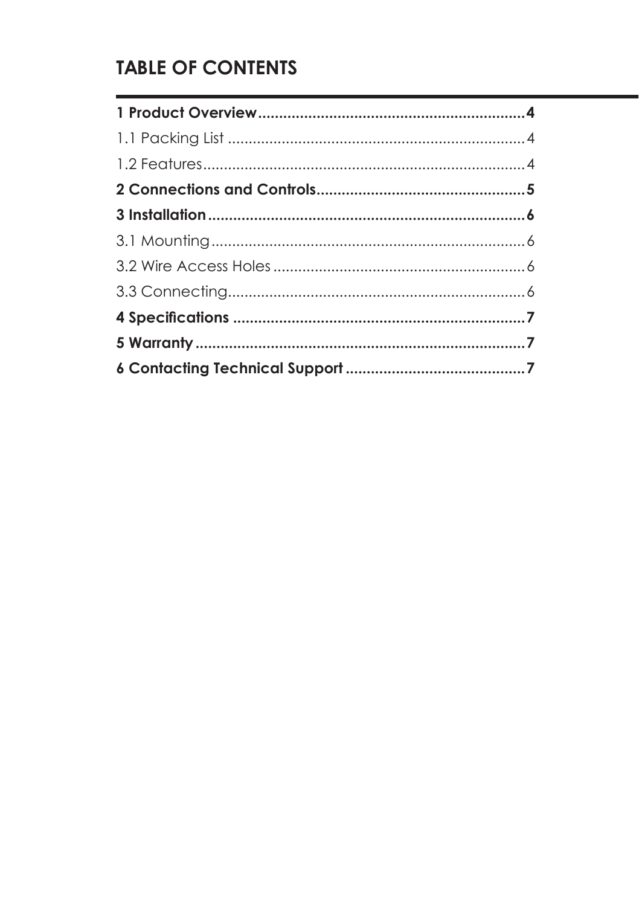# TABLE OF CONTENTS

**1 Product Overview................................................................4**

1.1 Packing List ........................................................................4

1.2 Features..............................................................................4

**2 Connections and Controls..................................................5**

**3 Installation............................................................................6**

3.1 Mounting............................................................................6

3.2 Wire Access Holes .............................................................6

3.3 Connecting........................................................................6

**4 Specifications ......................................................................7**

**5 Warranty ...............................................................................7**

**6 Contacting Technical Support ...........................................7**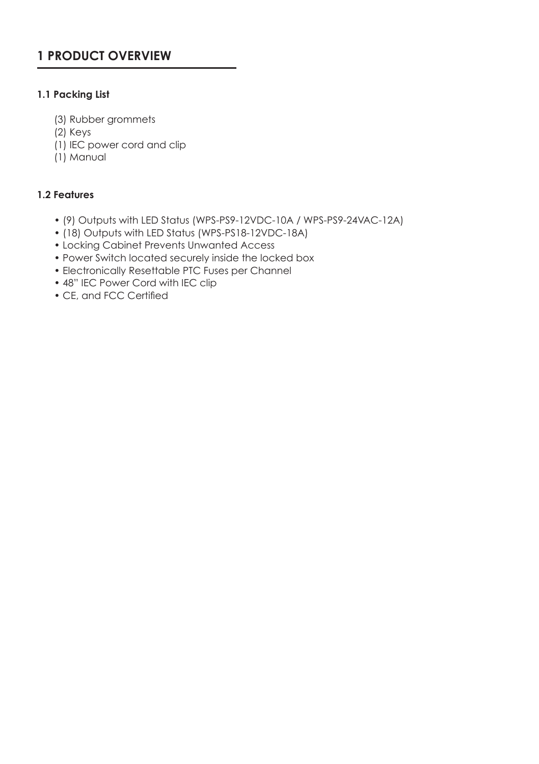# 1 PRODUCT OVERVIEW

### 1.1 Packing List

(3) Rubber grommets
(2) Keys
(1) IEC power cord and clip
(1) Manual

### 1.2 Features

- (9) Outputs with LED Status (WPS-PS9-12VDC-10A / WPS-PS9-24VAC-12A)
- (18) Outputs with LED Status (WPS-PS18-12VDC-18A)
- Locking Cabinet Prevents Unwanted Access
- Power Switch located securely inside the locked box
- Electronically Resettable PTC Fuses per Channel
- 48" IEC Power Cord with IEC clip
- CE, and FCC Certified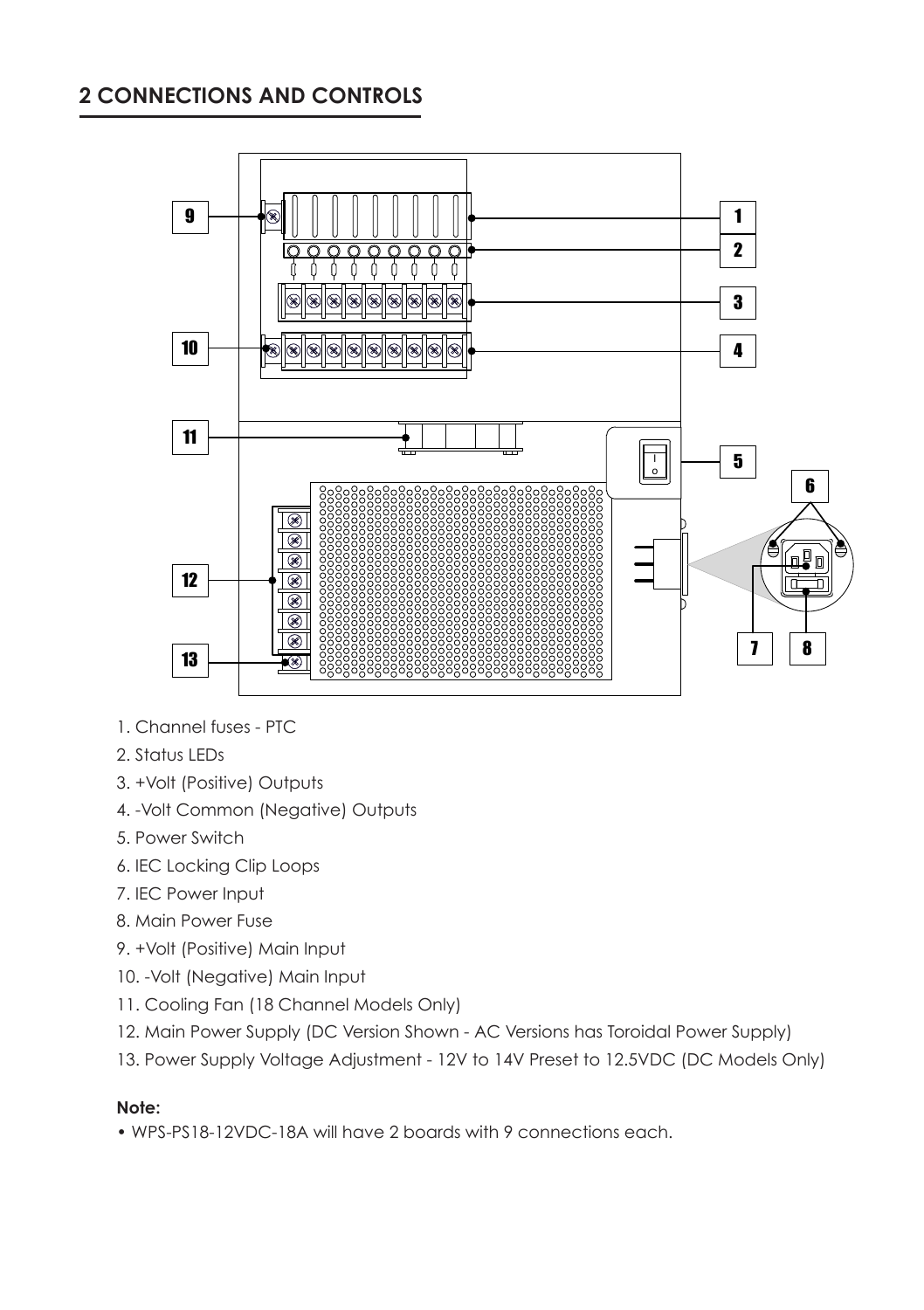## 2 CONNECTIONS AND CONTROLS

1. Channel fuses - PTC
2. Status LEDs
3. +Volt (Positive) Outputs
4. -Volt Common (Negative) Outputs
5. Power Switch
6. IEC Locking Clip Loops
7. IEC Power Input
8. Main Power Fuse
9. +Volt (Positive) Main Input
10. -Volt (Negative) Main Input
11. Cooling Fan (18 Channel Models Only)
12. Main Power Supply (DC Version Shown - AC Versions has Toroidal Power Supply)
13. Power Supply Voltage Adjustment - 12V to 14V Preset to 12.5VDC (DC Models Only)

**Note:**

- WPS-PS18-12VDC-18A will have 2 boards with 9 connections each.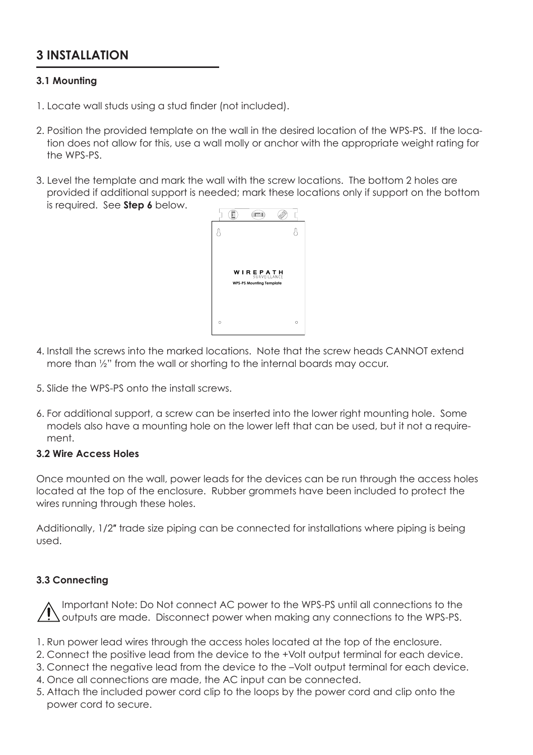# 3 INSTALLATION

### 3.1 Mounting

1. Locate wall studs using a stud finder (not included).

2. Position the provided template on the wall in the desired location of the WPS-PS. If the location does not allow for this, use a wall molly or anchor with the appropriate weight rating for the WPS-PS.

3. Level the template and mark the wall with the screw locations. The bottom 2 holes are provided if additional support is needed; mark these locations only if support on the bottom is required. See **Step 6** below.

4. Install the screws into the marked locations. Note that the screw heads CANNOT extend more than ½" from the wall or shorting to the internal boards may occur.

5. Slide the WPS-PS onto the install screws.

6. For additional support, a screw can be inserted into the lower right mounting hole. Some models also have a mounting hole on the lower left that can be used, but it not a requirement.

### 3.2 Wire Access Holes

Once mounted on the wall, power leads for the devices can be run through the access holes located at the top of the enclosure. Rubber grommets have been included to protect the wires running through these holes.

Additionally, 1/2" trade size piping can be connected for installations where piping is being used.

### 3.3 Connecting

Important Note: Do Not connect AC power to the WPS-PS until all connections to the outputs are made. Disconnect power when making any connections to the WPS-PS.

1. Run power lead wires through the access holes located at the top of the enclosure.
2. Connect the positive lead from the device to the +Volt output terminal for each device.
3. Connect the negative lead from the device to the –Volt output terminal for each device.
4. Once all connections are made, the AC input can be connected.
5. Attach the included power cord clip to the loops by the power cord and clip onto the power cord to secure.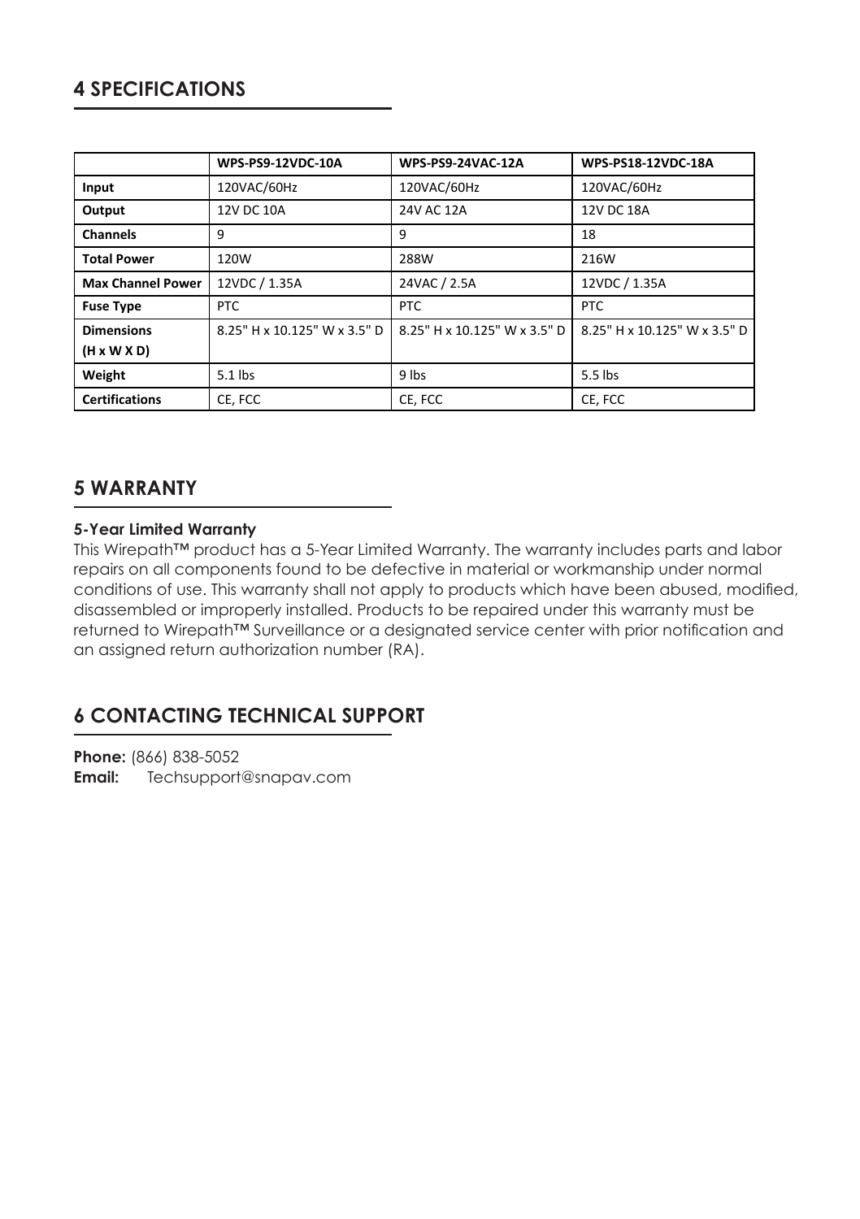## 4 SPECIFICATIONS

| | WPS-PS9-12VDC-10A | WPS-PS9-24VAC-12A | WPS-PS18-12VDC-18A |
|---|---|---|---|
| **Input** | 120VAC/60Hz | 120VAC/60Hz | 120VAC/60Hz |
| **Output** | 12V DC 10A | 24V AC 12A | 12V DC 18A |
| **Channels** | 9 | 9 | 18 |
| **Total Power** | 120W | 288W | 216W |
| **Max Channel Power** | 12VDC / 1.35A | 24VAC / 2.5A | 12VDC / 1.35A |
| **Fuse Type** | PTC | PTC | PTC |
| **Dimensions (H x W X D)** | 8.25" H x 10.125" W x 3.5" D | 8.25" H x 10.125" W x 3.5" D | 8.25" H x 10.125" W x 3.5" D |
| **Weight** | 5.1 lbs | 9 lbs | 5.5 lbs |
| **Certifications** | CE, FCC | CE, FCC | CE, FCC |

## 5 WARRANTY

**5-Year Limited Warranty**

This Wirepath™ product has a 5-Year Limited Warranty. The warranty includes parts and labor repairs on all components found to be defective in material or workmanship under normal conditions of use. This warranty shall not apply to products which have been abused, modified, disassembled or improperly installed. Products to be repaired under this warranty must be returned to Wirepath™ Surveillance or a designated service center with prior notification and an assigned return authorization number (RA).

## 6 CONTACTING TECHNICAL SUPPORT

**Phone:** (866) 838-5052
**Email:** Techsupport@snapav.com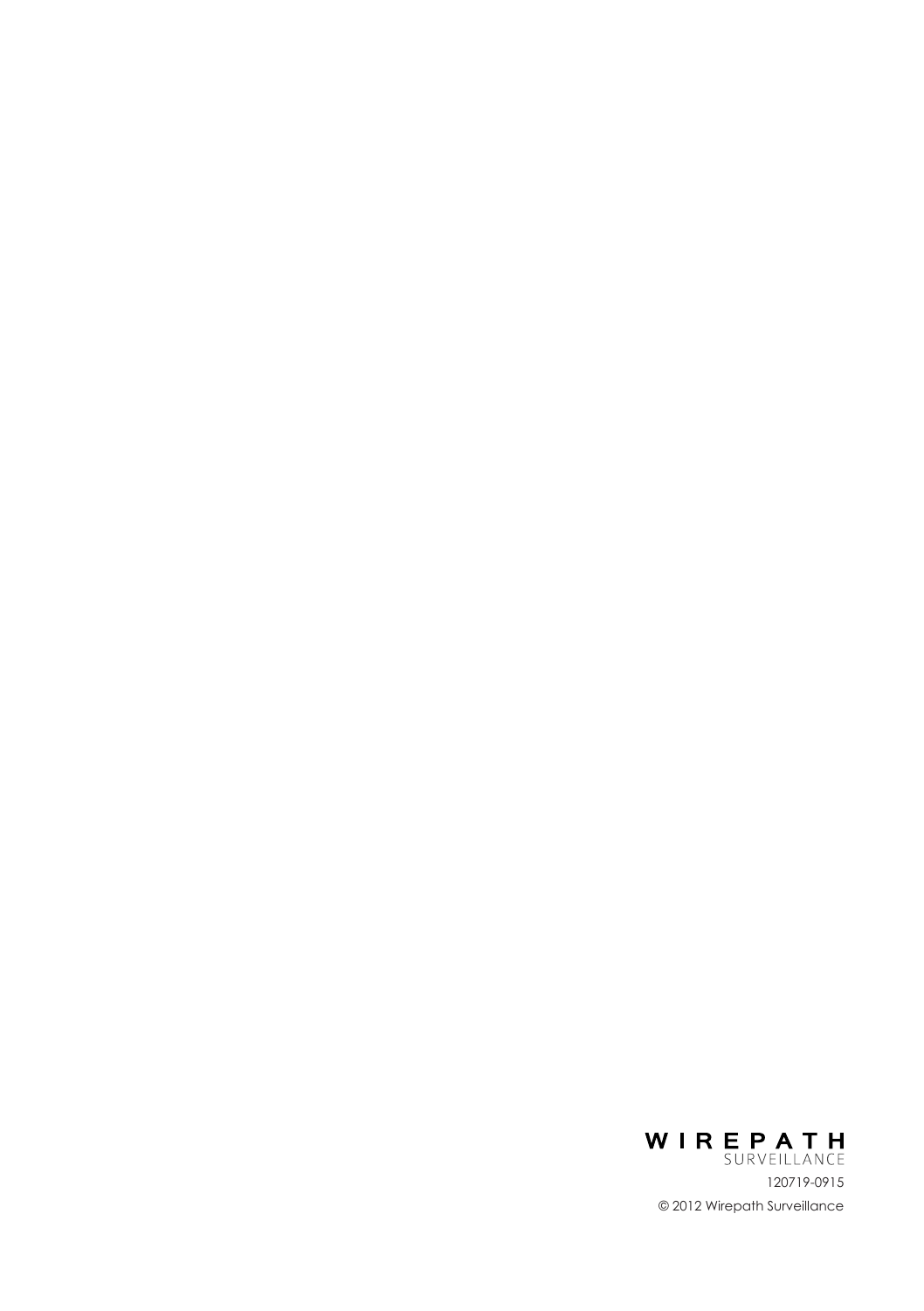WIREPATH
SURVEILLANCE

120719-0915

© 2012 Wirepath Surveillance